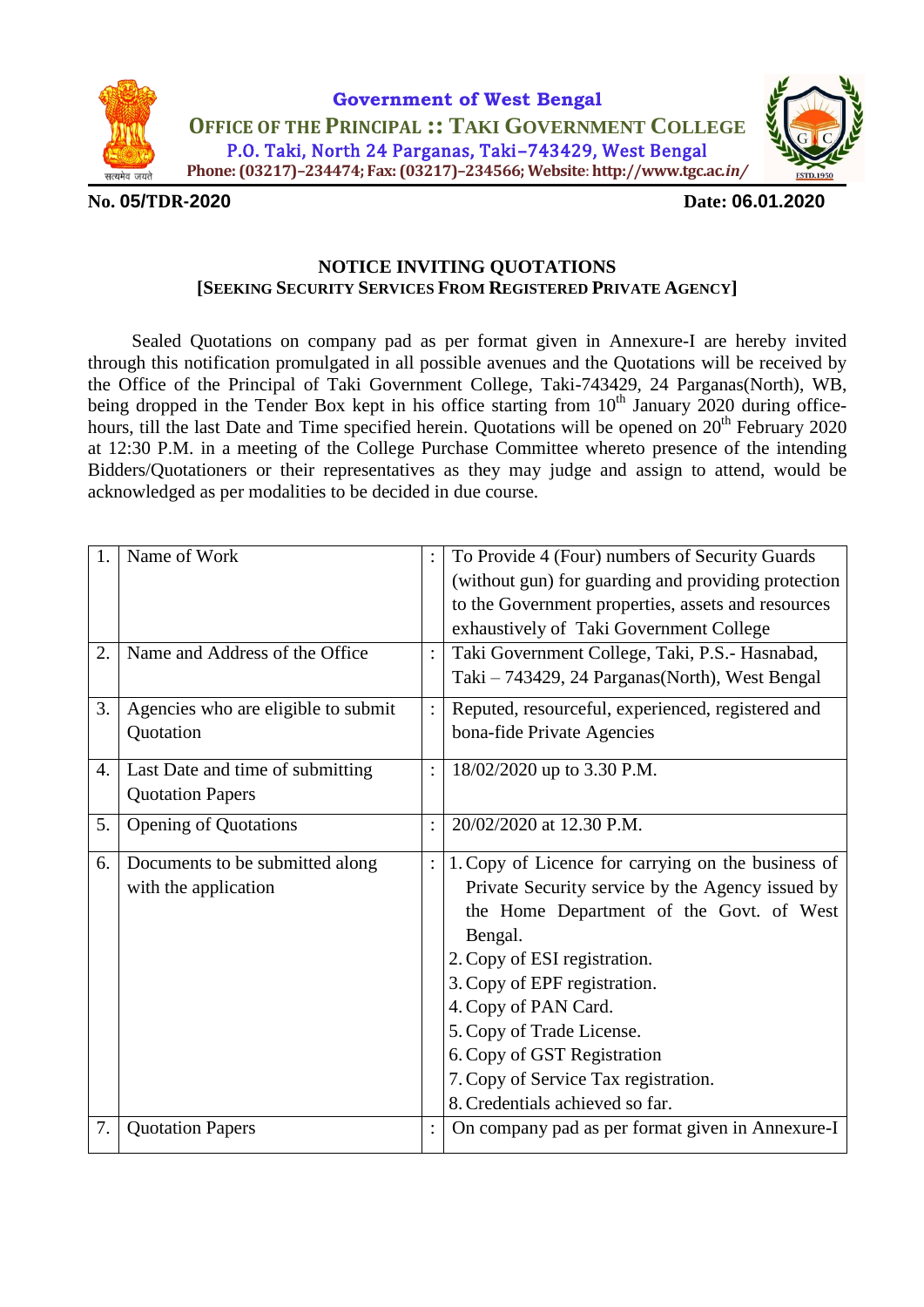**Government of West Bengal**

**OFFICE OF THE PRINCIPAL :: TAKI GOVERNMENT COLLEGE**

P.O. Taki, North 24 Parganas, Taki–743429, West Bengal

**Phone: (03217)-234474; Fax: (03217)-234566; Website: http://www.tgc.ac.in/**

**No. 05/TDR-2020** **Date: 06.01.2020**

## NOTICE INVITING QUOTATIONS

### [SEEKING SECURITY SERVICES FROM REGISTERED PRIVATE AGENCY]

Sealed Quotations on company pad as per format given in Annexure-I are hereby invited through this notification promulgated in all possible avenues and the Quotations will be received by the Office of the Principal of Taki Government College, Taki-743429, 24 Parganas(North), WB, being dropped in the Tender Box kept in his office starting from 10th January 2020 during office-hours, till the last Date and Time specified herein. Quotations will be opened on 20th February 2020 at 12:30 P.M. in a meeting of the College Purchase Committee whereto presence of the intending Bidders/Quotationers or their representatives as they may judge and assign to attend, would be acknowledged as per modalities to be decided in due course.

| | | | |
|---|---|---|---|
| 1. | Name of Work | : | To Provide 4 (Four) numbers of Security Guards (without gun) for guarding and providing protection to the Government properties, assets and resources exhaustively of Taki Government College |
| 2. | Name and Address of the Office | : | Taki Government College, Taki, P.S.- Hasnabad, Taki – 743429, 24 Parganas(North), West Bengal |
| 3. | Agencies who are eligible to submit Quotation | : | Reputed, resourceful, experienced, registered and bona-fide Private Agencies |
| 4. | Last Date and time of submitting Quotation Papers | : | 18/02/2020 up to 3.30 P.M. |
| 5. | Opening of Quotations | : | 20/02/2020 at 12.30 P.M. |
| 6. | Documents to be submitted along with the application | : | 1. Copy of Licence for carrying on the business of Private Security service by the Agency issued by the Home Department of the Govt. of West Bengal.<br>2. Copy of ESI registration.<br>3. Copy of EPF registration.<br>4. Copy of PAN Card.<br>5. Copy of Trade License.<br>6. Copy of GST Registration<br>7. Copy of Service Tax registration.<br>8. Credentials achieved so far. |
| 7. | Quotation Papers | : | On company pad as per format given in Annexure-I |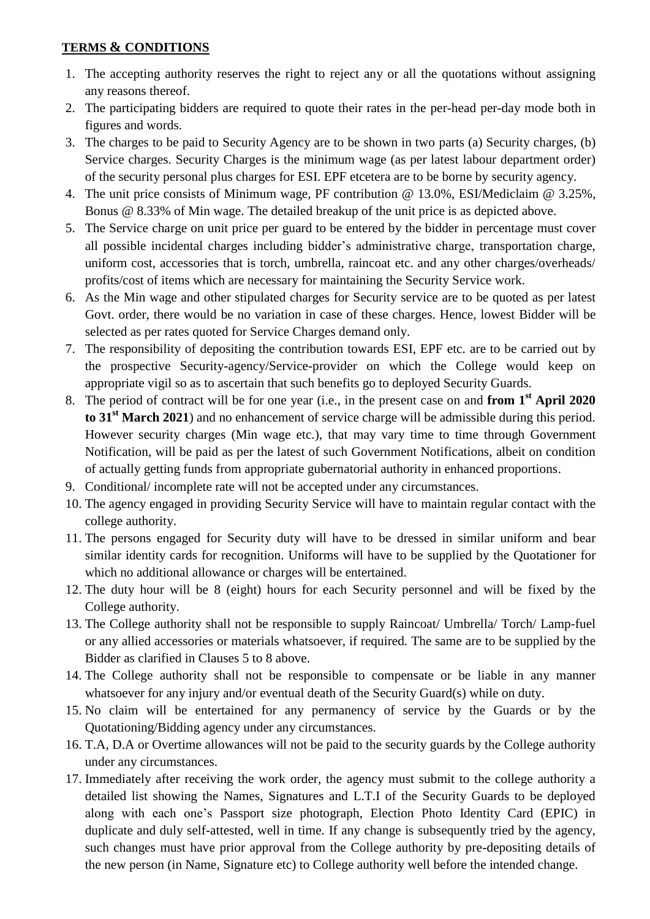**TERMS & CONDITIONS**

1. The accepting authority reserves the right to reject any or all the quotations without assigning any reasons thereof.
2. The participating bidders are required to quote their rates in the per-head per-day mode both in figures and words.
3. The charges to be paid to Security Agency are to be shown in two parts (a) Security charges, (b) Service charges. Security Charges is the minimum wage (as per latest labour department order) of the security personal plus charges for ESI. EPF etcetera are to be borne by security agency.
4. The unit price consists of Minimum wage, PF contribution @ 13.0%, ESI/Mediclaim @ 3.25%, Bonus @ 8.33% of Min wage. The detailed breakup of the unit price is as depicted above.
5. The Service charge on unit price per guard to be entered by the bidder in percentage must cover all possible incidental charges including bidder's administrative charge, transportation charge, uniform cost, accessories that is torch, umbrella, raincoat etc. and any other charges/overheads/ profits/cost of items which are necessary for maintaining the Security Service work.
6. As the Min wage and other stipulated charges for Security service are to be quoted as per latest Govt. order, there would be no variation in case of these charges. Hence, lowest Bidder will be selected as per rates quoted for Service Charges demand only.
7. The responsibility of depositing the contribution towards ESI, EPF etc. are to be carried out by the prospective Security-agency/Service-provider on which the College would keep on appropriate vigil so as to ascertain that such benefits go to deployed Security Guards.
8. The period of contract will be for one year (i.e., in the present case on and **from 1st April 2020 to 31st March 2021**) and no enhancement of service charge will be admissible during this period. However security charges (Min wage etc.), that may vary time to time through Government Notification, will be paid as per the latest of such Government Notifications, albeit on condition of actually getting funds from appropriate gubernatorial authority in enhanced proportions.
9. Conditional/ incomplete rate will not be accepted under any circumstances.
10. The agency engaged in providing Security Service will have to maintain regular contact with the college authority.
11. The persons engaged for Security duty will have to be dressed in similar uniform and bear similar identity cards for recognition. Uniforms will have to be supplied by the Quotationer for which no additional allowance or charges will be entertained.
12. The duty hour will be 8 (eight) hours for each Security personnel and will be fixed by the College authority.
13. The College authority shall not be responsible to supply Raincoat/ Umbrella/ Torch/ Lamp-fuel or any allied accessories or materials whatsoever, if required. The same are to be supplied by the Bidder as clarified in Clauses 5 to 8 above.
14. The College authority shall not be responsible to compensate or be liable in any manner whatsoever for any injury and/or eventual death of the Security Guard(s) while on duty.
15. No claim will be entertained for any permanency of service by the Guards or by the Quotationing/Bidding agency under any circumstances.
16. T.A, D.A or Overtime allowances will not be paid to the security guards by the College authority under any circumstances.
17. Immediately after receiving the work order, the agency must submit to the college authority a detailed list showing the Names, Signatures and L.T.I of the Security Guards to be deployed along with each one's Passport size photograph, Election Photo Identity Card (EPIC) in duplicate and duly self-attested, well in time. If any change is subsequently tried by the agency, such changes must have prior approval from the College authority by pre-depositing details of the new person (in Name, Signature etc) to College authority well before the intended change.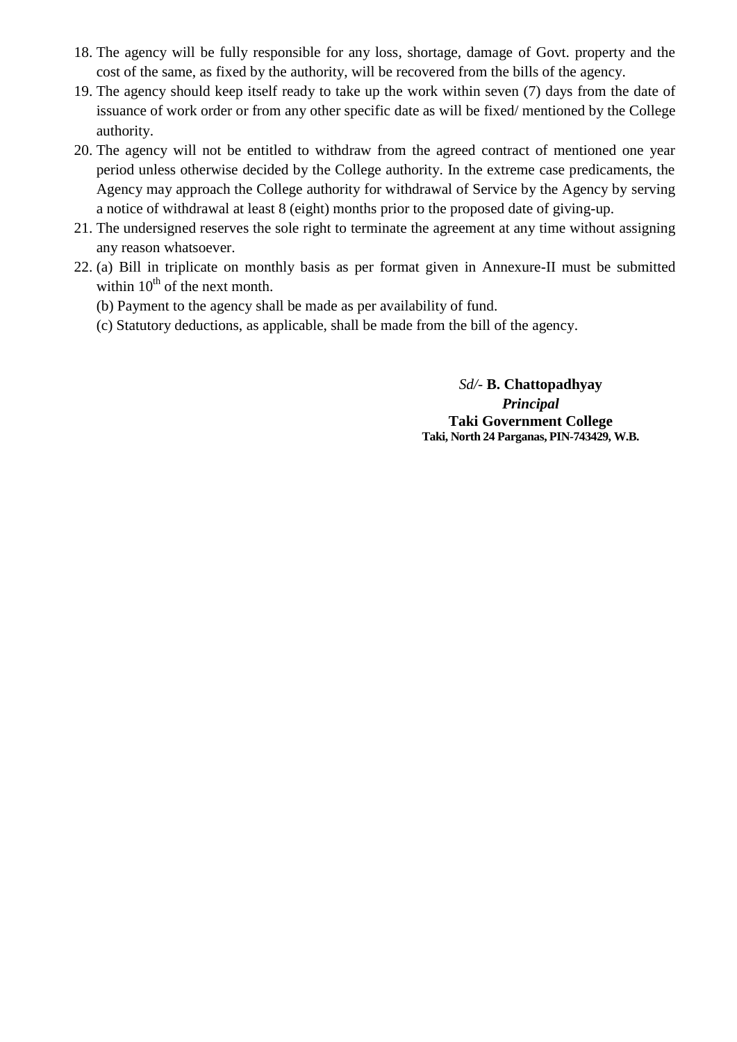18. The agency will be fully responsible for any loss, shortage, damage of Govt. property and the cost of the same, as fixed by the authority, will be recovered from the bills of the agency.
19. The agency should keep itself ready to take up the work within seven (7) days from the date of issuance of work order or from any other specific date as will be fixed/ mentioned by the College authority.
20. The agency will not be entitled to withdraw from the agreed contract of mentioned one year period unless otherwise decided by the College authority. In the extreme case predicaments, the Agency may approach the College authority for withdrawal of Service by the Agency by serving a notice of withdrawal at least 8 (eight) months prior to the proposed date of giving-up.
21. The undersigned reserves the sole right to terminate the agreement at any time without assigning any reason whatsoever.
22. (a) Bill in triplicate on monthly basis as per format given in Annexure-II must be submitted within 10th of the next month.

    (b) Payment to the agency shall be made as per availability of fund.

    (c) Statutory deductions, as applicable, shall be made from the bill of the agency.

*Sd/-* **B. Chattopadhyay**
***Principal***
**Taki Government College**
**Taki, North 24 Parganas, PIN-743429, W.B.**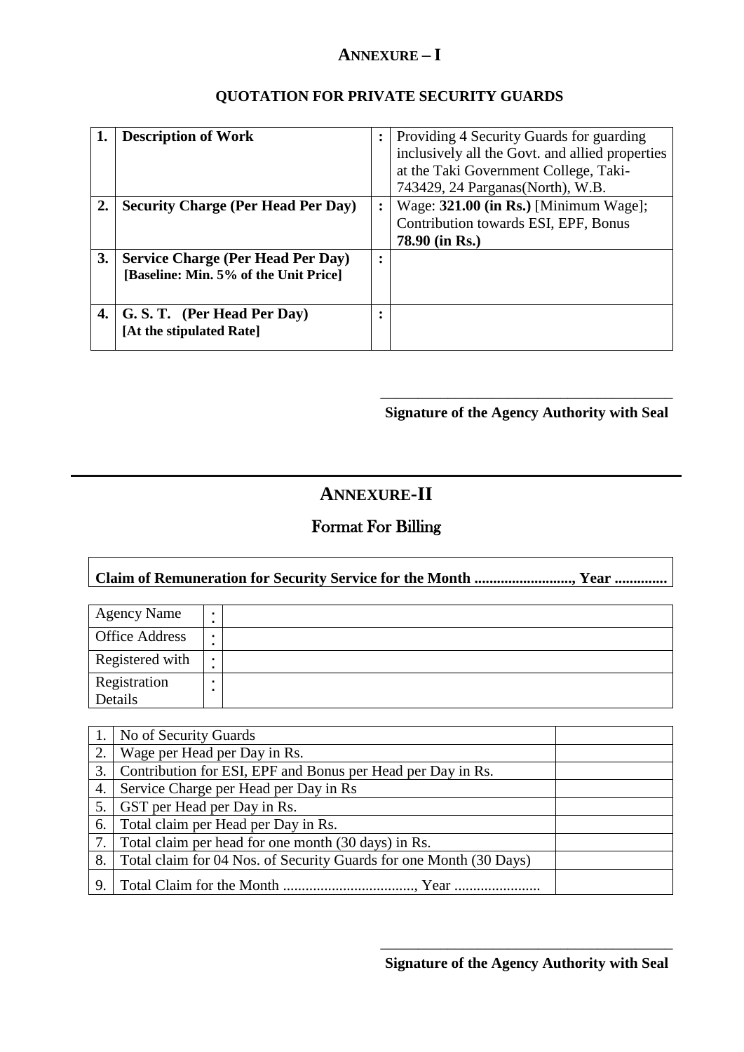## ANNEXURE – I

### QUOTATION FOR PRIVATE SECURITY GUARDS

| | | | |
|---|---|---|---|
| **1.** | **Description of Work** | **:** | Providing 4 Security Guards for guarding inclusively all the Govt. and allied properties at the Taki Government College, Taki-743429, 24 Parganas(North), W.B. |
| **2.** | **Security Charge (Per Head Per Day)** | **:** | Wage: **321.00 (in Rs.)** [Minimum Wage]; Contribution towards ESI, EPF, Bonus **78.90 (in Rs.)** |
| **3.** | **Service Charge (Per Head Per Day)** **[Baseline: Min. 5% of the Unit Price]** | **:** | |
| **4.** | **G. S. T. (Per Head Per Day)** **[At the stipulated Rate]** | **:** | |

**Signature of the Agency Authority with Seal**

---

## ANNEXURE-II

### Format For Billing

**Claim of Remuneration for Security Service for the Month .........................., Year .............**

| | | |
|---|---|---|
| Agency Name | : | |
| Office Address | : | |
| Registered with | : | |
| Registration Details | : | |

| | | |
|---|---|---|
| 1. | No of Security Guards | |
| 2. | Wage per Head per Day in Rs. | |
| 3. | Contribution for ESI, EPF and Bonus per Head per Day in Rs. | |
| 4. | Service Charge per Head per Day in Rs | |
| 5. | GST per Head per Day in Rs. | |
| 6. | Total claim per Head per Day in Rs. | |
| 7. | Total claim per head for one month (30 days) in Rs. | |
| 8. | Total claim for 04 Nos. of Security Guards for one Month (30 Days) | |
| 9. | Total Claim for the Month .................................., Year ...................... | |

**Signature of the Agency Authority with Seal**